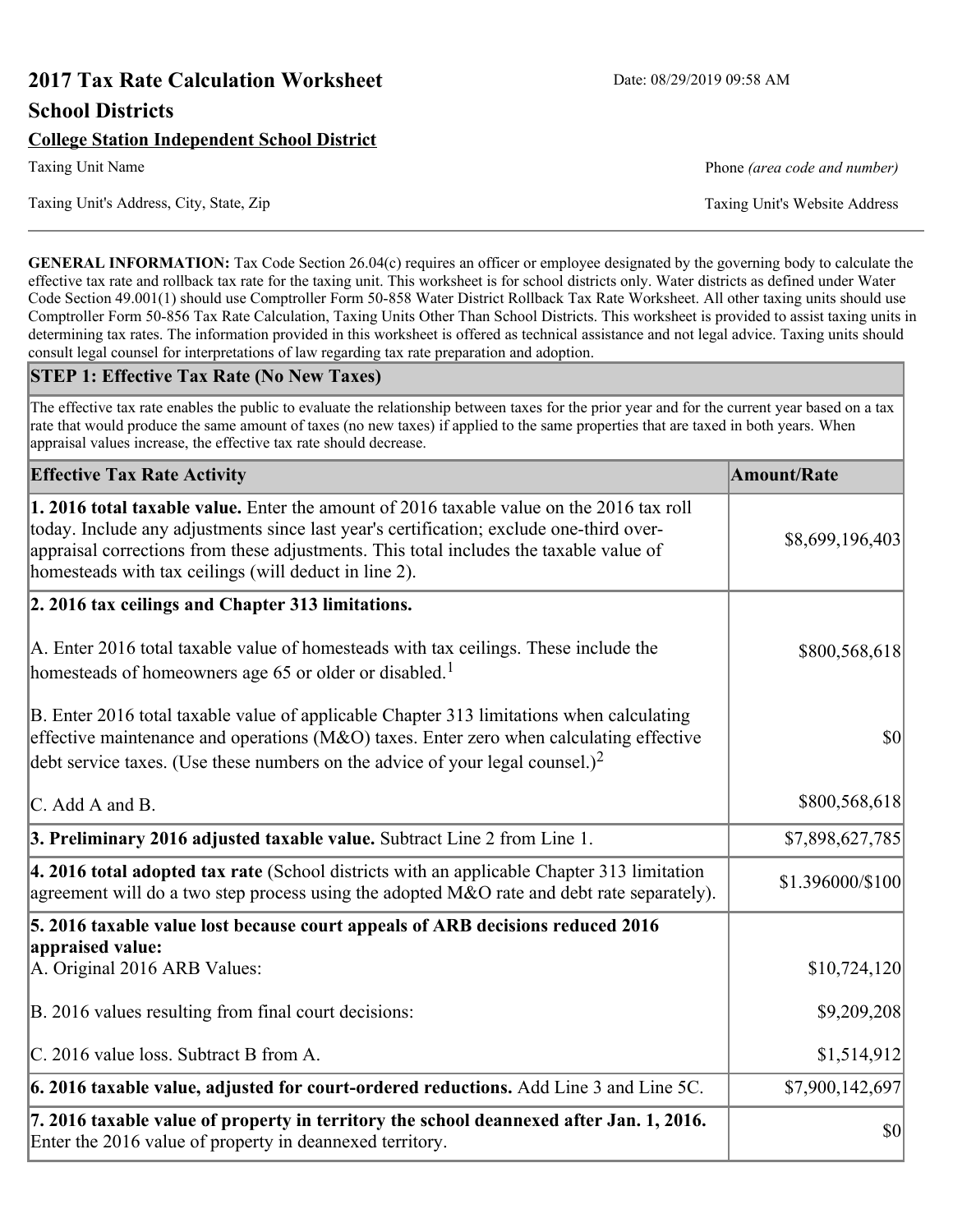# 2017 Tax Rate Calculation Worksheet

Date: 08/29/2019 09:58 AM

## School Districts

**College Station Independent School District**

Taxing Unit Name

Phone *(area code and number)*

Taxing Unit's Address, City, State, Zip

Taxing Unit's Website Address

**GENERAL INFORMATION:** Tax Code Section 26.04(c) requires an officer or employee designated by the governing body to calculate the effective tax rate and rollback tax rate for the taxing unit. This worksheet is for school districts only. Water districts as defined under Water Code Section 49.001(1) should use Comptroller Form 50-858 Water District Rollback Tax Rate Worksheet. All other taxing units should use Comptroller Form 50-856 Tax Rate Calculation, Taxing Units Other Than School Districts. This worksheet is provided to assist taxing units in determining tax rates. The information provided in this worksheet is offered as technical assistance and not legal advice. Taxing units should consult legal counsel for interpretations of law regarding tax rate preparation and adoption.

### STEP 1: Effective Tax Rate (No New Taxes)

The effective tax rate enables the public to evaluate the relationship between taxes for the prior year and for the current year based on a tax rate that would produce the same amount of taxes (no new taxes) if applied to the same properties that are taxed in both years. When appraisal values increase, the effective tax rate should decrease.

| Effective Tax Rate Activity | Amount/Rate |
|---|---|
| **1. 2016 total taxable value.** Enter the amount of 2016 taxable value on the 2016 tax roll today. Include any adjustments since last year's certification; exclude one-third over-appraisal corrections from these adjustments. This total includes the taxable value of homesteads with tax ceilings (will deduct in line 2). | $8,699,196,403 |
| **2. 2016 tax ceilings and Chapter 313 limitations.** | |
| A. Enter 2016 total taxable value of homesteads with tax ceilings. These include the homesteads of homeowners age 65 or older or disabled.[1] | $800,568,618 |
| B. Enter 2016 total taxable value of applicable Chapter 313 limitations when calculating effective maintenance and operations (M&O) taxes. Enter zero when calculating effective debt service taxes. (Use these numbers on the advice of your legal counsel.)[2] | $0 |
| C. Add A and B. | $800,568,618 |
| **3. Preliminary 2016 adjusted taxable value.** Subtract Line 2 from Line 1. | $7,898,627,785 |
| **4. 2016 total adopted tax rate** (School districts with an applicable Chapter 313 limitation agreement will do a two step process using the adopted M&O rate and debt rate separately). | $1.396000/$100 |
| **5. 2016 taxable value lost because court appeals of ARB decisions reduced 2016 appraised value:** | |
| A. Original 2016 ARB Values: | $10,724,120 |
| B. 2016 values resulting from final court decisions: | $9,209,208 |
| C. 2016 value loss. Subtract B from A. | $1,514,912 |
| **6. 2016 taxable value, adjusted for court-ordered reductions.** Add Line 3 and Line 5C. | $7,900,142,697 |
| **7. 2016 taxable value of property in territory the school deannexed after Jan. 1, 2016.** Enter the 2016 value of property in deannexed territory. | $0 |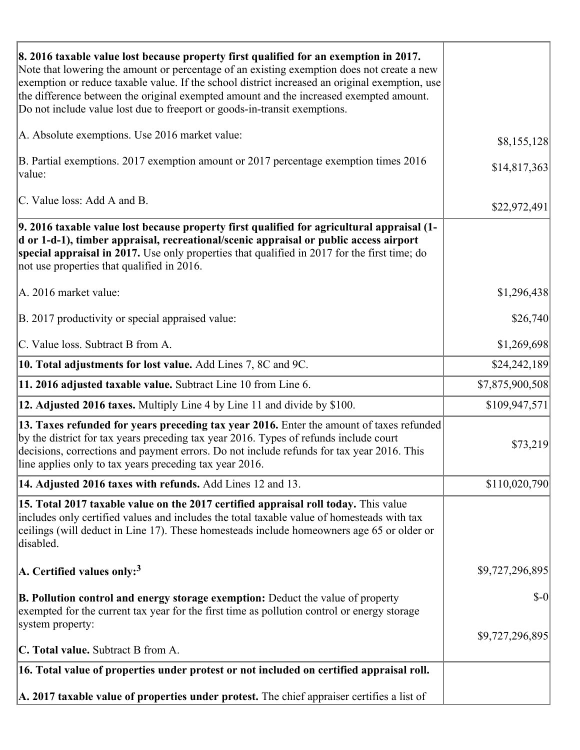| | |
|---|---|
| **8. 2016 taxable value lost because property first qualified for an exemption in 2017.** Note that lowering the amount or percentage of an existing exemption does not create a new exemption or reduce taxable value. If the school district increased an original exemption, use the difference between the original exempted amount and the increased exempted amount. Do not include value lost due to freeport or goods-in-transit exemptions. | |
| A. Absolute exemptions. Use 2016 market value: | $8,155,128 |
| B. Partial exemptions. 2017 exemption amount or 2017 percentage exemption times 2016 value: | $14,817,363 |
| C. Value loss: Add A and B. | $22,972,491 |
| **9. 2016 taxable value lost because property first qualified for agricultural appraisal (1-d or 1-d-1), timber appraisal, recreational/scenic appraisal or public access airport special appraisal in 2017.** Use only properties that qualified in 2017 for the first time; do not use properties that qualified in 2016. | |
| A. 2016 market value: | $1,296,438 |
| B. 2017 productivity or special appraised value: | $26,740 |
| C. Value loss. Subtract B from A. | $1,269,698 |
| **10. Total adjustments for lost value.** Add Lines 7, 8C and 9C. | $24,242,189 |
| **11. 2016 adjusted taxable value.** Subtract Line 10 from Line 6. | $7,875,900,508 |
| **12. Adjusted 2016 taxes.** Multiply Line 4 by Line 11 and divide by $100. | $109,947,571 |
| **13. Taxes refunded for years preceding tax year 2016.** Enter the amount of taxes refunded by the district for tax years preceding tax year 2016. Types of refunds include court decisions, corrections and payment errors. Do not include refunds for tax year 2016. This line applies only to tax years preceding tax year 2016. | $73,219 |
| **14. Adjusted 2016 taxes with refunds.** Add Lines 12 and 13. | $110,020,790 |
| **15. Total 2017 taxable value on the 2017 certified appraisal roll today.** This value includes only certified values and includes the total taxable value of homesteads with tax ceilings (will deduct in Line 17). These homesteads include homeowners age 65 or older or disabled. | |
| **A. Certified values only:**[3] | $9,727,296,895 |
| **B. Pollution control and energy storage exemption:** Deduct the value of property exempted for the current tax year for the first time as pollution control or energy storage system property: | $-0 |
| **C. Total value.** Subtract B from A. | $9,727,296,895 |
| **16. Total value of properties under protest or not included on certified appraisal roll.** | |
| **A. 2017 taxable value of properties under protest.** The chief appraiser certifies a list of | |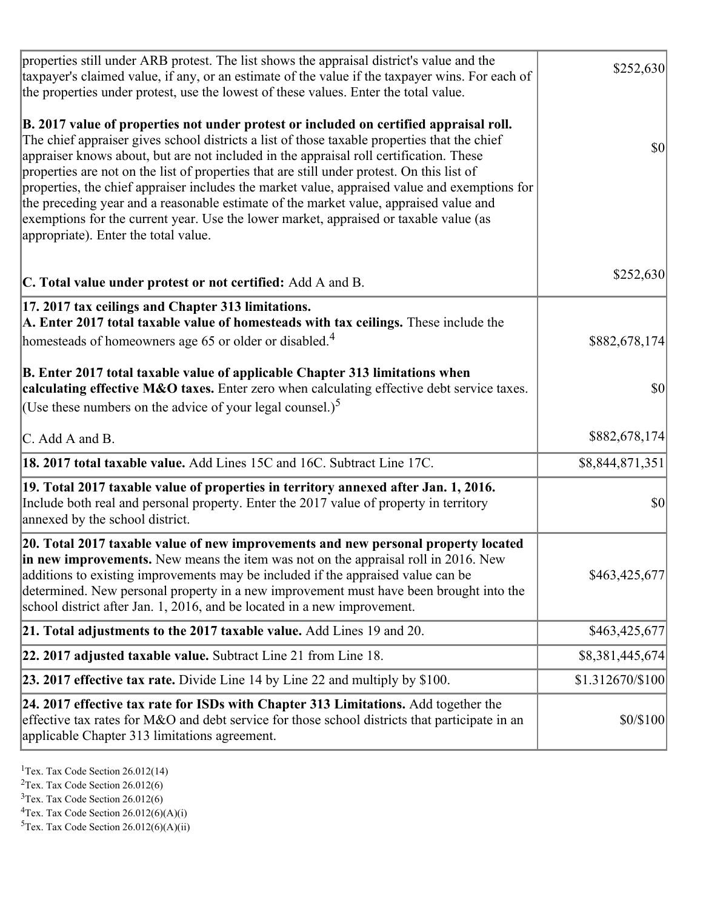| | |
|---|---|
| properties still under ARB protest. The list shows the appraisal district's value and the taxpayer's claimed value, if any, or an estimate of the value if the taxpayer wins. For each of the properties under protest, use the lowest of these values. Enter the total value. | $252,630 |
| **B. 2017 value of properties not under protest or included on certified appraisal roll.** The chief appraiser gives school districts a list of those taxable properties that the chief appraiser knows about, but are not included in the appraisal roll certification. These properties are not on the list of properties that are still under protest. On this list of properties, the chief appraiser includes the market value, appraised value and exemptions for the preceding year and a reasonable estimate of the market value, appraised value and exemptions for the current year. Use the lower market, appraised or taxable value (as appropriate). Enter the total value. | $0 |
| **C. Total value under protest or not certified:** Add A and B. | $252,630 |
| **17. 2017 tax ceilings and Chapter 313 limitations.** **A. Enter 2017 total taxable value of homesteads with tax ceilings.** These include the homesteads of homeowners age 65 or older or disabled.[4] | $882,678,174 |
| **B. Enter 2017 total taxable value of applicable Chapter 313 limitations when calculating effective M&O taxes.** Enter zero when calculating effective debt service taxes. (Use these numbers on the advice of your legal counsel.)[5] | $0 |
| C. Add A and B. | $882,678,174 |
| **18. 2017 total taxable value.** Add Lines 15C and 16C. Subtract Line 17C. | $8,844,871,351 |
| **19. Total 2017 taxable value of properties in territory annexed after Jan. 1, 2016.** Include both real and personal property. Enter the 2017 value of property in territory annexed by the school district. | $0 |
| **20. Total 2017 taxable value of new improvements and new personal property located in new improvements.** New means the item was not on the appraisal roll in 2016. New additions to existing improvements may be included if the appraised value can be determined. New personal property in a new improvement must have been brought into the school district after Jan. 1, 2016, and be located in a new improvement. | $463,425,677 |
| **21. Total adjustments to the 2017 taxable value.** Add Lines 19 and 20. | $463,425,677 |
| **22. 2017 adjusted taxable value.** Subtract Line 21 from Line 18. | $8,381,445,674 |
| **23. 2017 effective tax rate.** Divide Line 14 by Line 22 and multiply by $100. | $1.312670/$100 |
| **24. 2017 effective tax rate for ISDs with Chapter 313 Limitations.** Add together the effective tax rates for M&O and debt service for those school districts that participate in an applicable Chapter 313 limitations agreement. | $0/$100 |

[1] Tex. Tax Code Section 26.012(14)
[2] Tex. Tax Code Section 26.012(6)
[3] Tex. Tax Code Section 26.012(6)
[4] Tex. Tax Code Section 26.012(6)(A)(i)
[5] Tex. Tax Code Section 26.012(6)(A)(ii)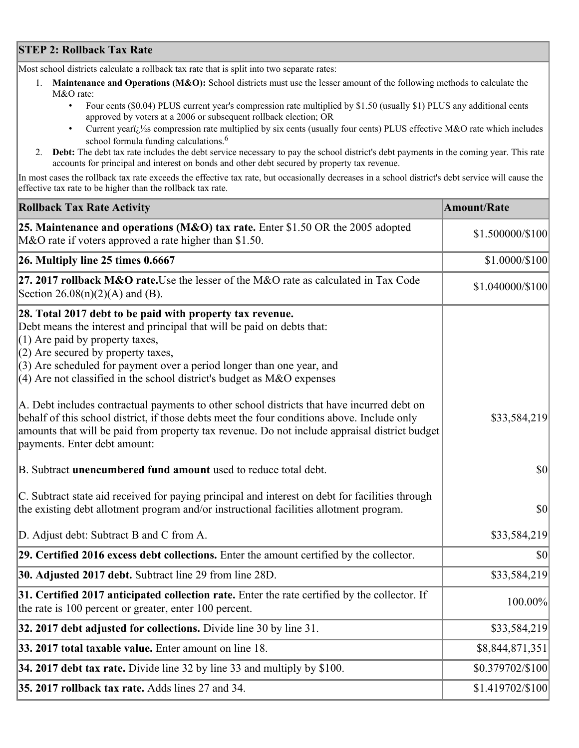## STEP 2: Rollback Tax Rate

Most school districts calculate a rollback tax rate that is split into two separate rates:

1. **Maintenance and Operations (M&O):** School districts must use the lesser amount of the following methods to calculate the M&O rate:
   - Four cents ($0.04) PLUS current year's compression rate multiplied by $1.50 (usually $1) PLUS any additional cents approved by voters at a 2006 or subsequent rollback election; OR
   - Current yearï¿½s compression rate multiplied by six cents (usually four cents) PLUS effective M&O rate which includes school formula funding calculations.[6]
2. **Debt:** The debt tax rate includes the debt service necessary to pay the school district's debt payments in the coming year. This rate accounts for principal and interest on bonds and other debt secured by property tax revenue.

In most cases the rollback tax rate exceeds the effective tax rate, but occasionally decreases in a school district's debt service will cause the effective tax rate to be higher than the rollback tax rate.

| Rollback Tax Rate Activity | Amount/Rate |
|---|---|
| **25. Maintenance and operations (M&O) tax rate.** Enter $1.50 OR the 2005 adopted M&O rate if voters approved a rate higher than $1.50. | $1.500000/$100 |
| **26. Multiply line 25 times 0.6667** | $1.0000/$100 |
| **27. 2017 rollback M&O rate.** Use the lesser of the M&O rate as calculated in Tax Code Section 26.08(n)(2)(A) and (B). | $1.040000/$100 |
| **28. Total 2017 debt to be paid with property tax revenue.** Debt means the interest and principal that will be paid on debts that: (1) Are paid by property taxes, (2) Are secured by property taxes, (3) Are scheduled for payment over a period longer than one year, and (4) Are not classified in the school district's budget as M&O expenses<br><br>A. Debt includes contractual payments to other school districts that have incurred debt on behalf of this school district, if those debts meet the four conditions above. Include only amounts that will be paid from property tax revenue. Do not include appraisal district budget payments. Enter debt amount: | $33,584,219 |
| B. Subtract **unencumbered fund amount** used to reduce total debt. | $0 |
| C. Subtract state aid received for paying principal and interest on debt for facilities through the existing debt allotment program and/or instructional facilities allotment program. | $0 |
| D. Adjust debt: Subtract B and C from A. | $33,584,219 |
| **29. Certified 2016 excess debt collections.** Enter the amount certified by the collector. | $0 |
| **30. Adjusted 2017 debt.** Subtract line 29 from line 28D. | $33,584,219 |
| **31. Certified 2017 anticipated collection rate.** Enter the rate certified by the collector. If the rate is 100 percent or greater, enter 100 percent. | 100.00% |
| **32. 2017 debt adjusted for collections.** Divide line 30 by line 31. | $33,584,219 |
| **33. 2017 total taxable value.** Enter amount on line 18. | $8,844,871,351 |
| **34. 2017 debt tax rate.** Divide line 32 by line 33 and multiply by $100. | $0.379702/$100 |
| **35. 2017 rollback tax rate.** Adds lines 27 and 34. | $1.419702/$100 |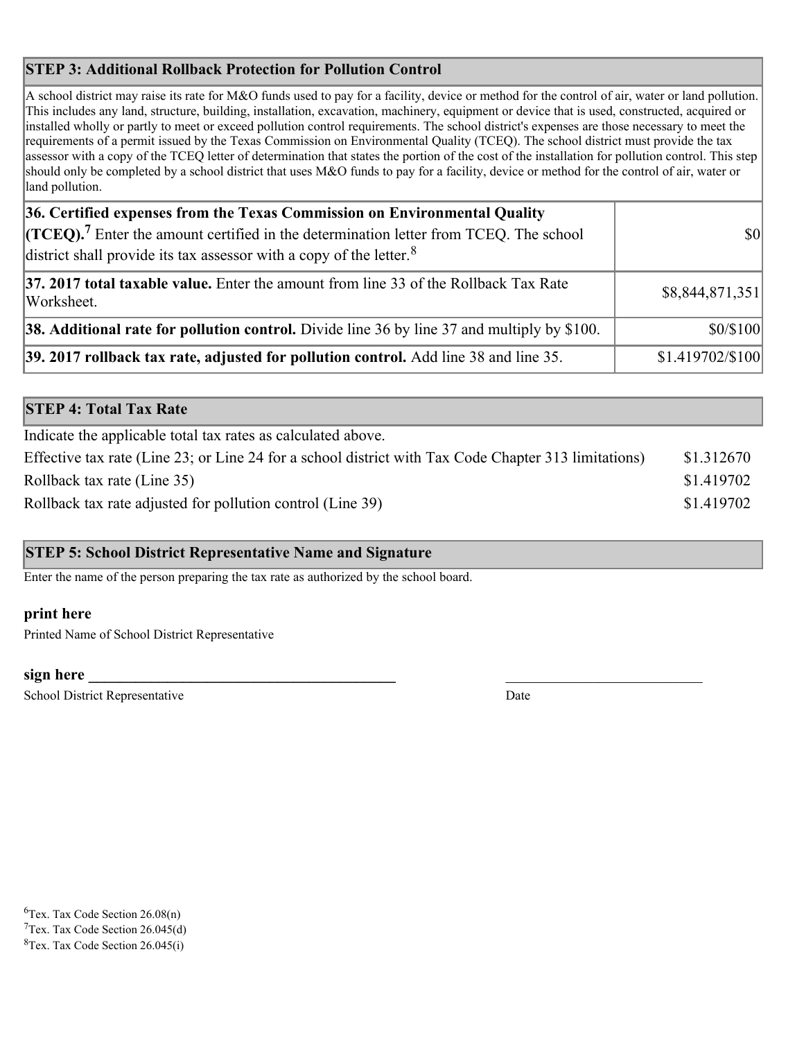## STEP 3: Additional Rollback Protection for Pollution Control

A school district may raise its rate for M&O funds used to pay for a facility, device or method for the control of air, water or land pollution. This includes any land, structure, building, installation, excavation, machinery, equipment or device that is used, constructed, acquired or installed wholly or partly to meet or exceed pollution control requirements. The school district's expenses are those necessary to meet the requirements of a permit issued by the Texas Commission on Environmental Quality (TCEQ). The school district must provide the tax assessor with a copy of the TCEQ letter of determination that states the portion of the cost of the installation for pollution control. This step should only be completed by a school district that uses M&O funds to pay for a facility, device or method for the control of air, water or land pollution.

| | |
|---|---|
| **36. Certified expenses from the Texas Commission on Environmental Quality (TCEQ).**[7] Enter the amount certified in the determination letter from TCEQ. The school district shall provide its tax assessor with a copy of the letter.[8] | $0 |
| **37. 2017 total taxable value.** Enter the amount from line 33 of the Rollback Tax Rate Worksheet. | $8,844,871,351 |
| **38. Additional rate for pollution control.** Divide line 36 by line 37 and multiply by $100. | $0/$100 |
| **39. 2017 rollback tax rate, adjusted for pollution control.** Add line 38 and line 35. | $1.419702/$100 |

## STEP 4: Total Tax Rate

Indicate the applicable total tax rates as calculated above.

| | |
|---|---|
| Effective tax rate (Line 23; or Line 24 for a school district with Tax Code Chapter 313 limitations) | $1.312670 |
| Rollback tax rate (Line 35) | $1.419702 |
| Rollback tax rate adjusted for pollution control (Line 39) | $1.419702 |

## STEP 5: School District Representative Name and Signature

Enter the name of the person preparing the tax rate as authorized by the school board.

**print here**

Printed Name of School District Representative

**sign here** ________________________________________ ___________________________

School District Representative Date

[6]Tex. Tax Code Section 26.08(n)
[7]Tex. Tax Code Section 26.045(d)
[8]Tex. Tax Code Section 26.045(i)